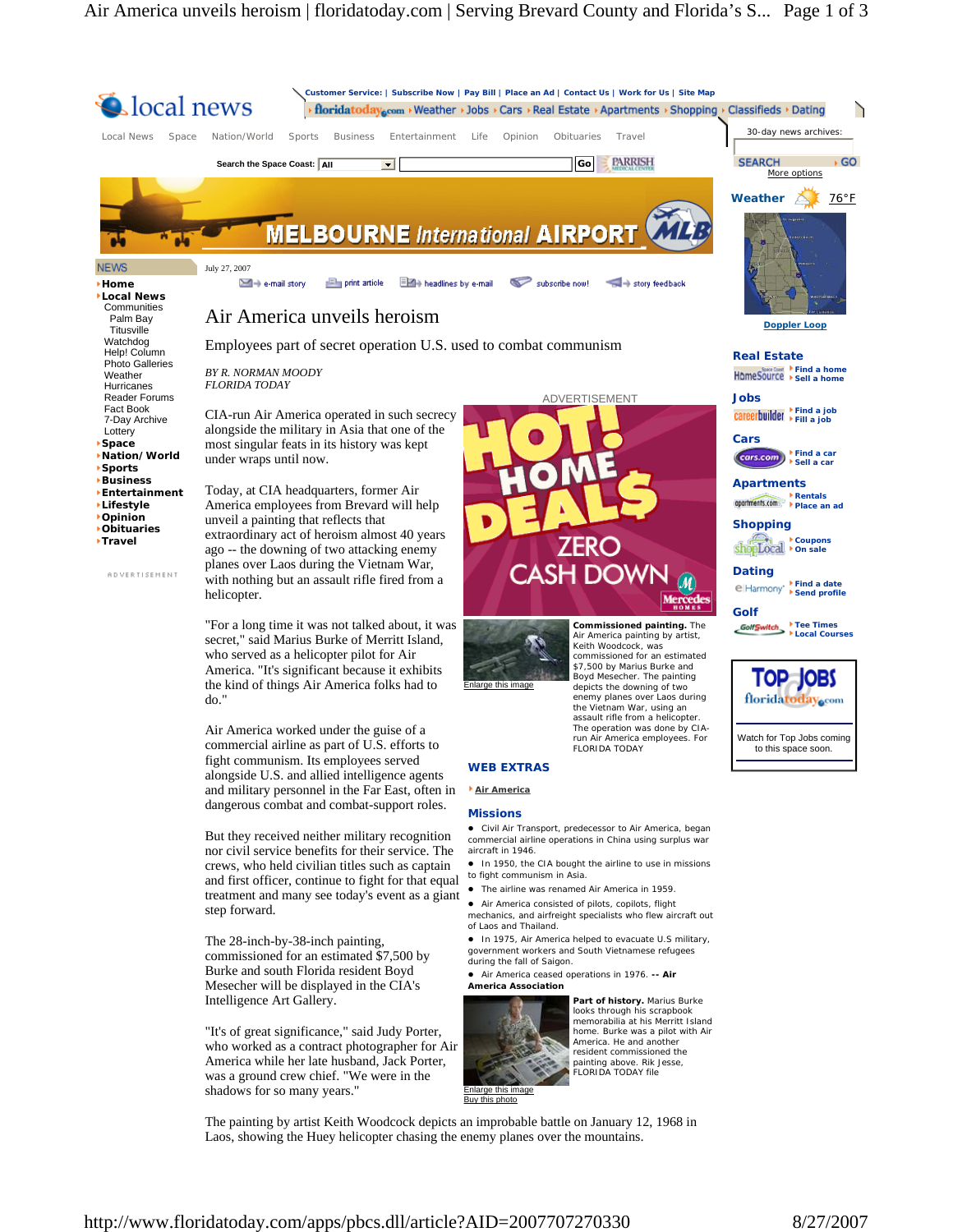July 27, 2007

# Air America unveils heroism

## Employees part of secret operation U.S. used to combat communism

*BY R. NORMAN MOODY*
*FLORIDA TODAY*

CIA-run Air America operated in such secrecy alongside the military in Asia that one of the most singular feats in its history was kept under wraps until now.

Today, at CIA headquarters, former Air America employees from Brevard will help unveil a painting that reflects that extraordinary act of heroism almost 40 years ago -- the downing of two attacking enemy planes over Laos during the Vietnam War, with nothing but an assault rifle fired from a helicopter.

"For a long time it was not talked about, it was secret," said Marius Burke of Merritt Island, who served as a helicopter pilot for Air America. "It's significant because it exhibits the kind of things Air America folks had to do."

Air America worked under the guise of a commercial airline as part of U.S. efforts to fight communism. Its employees served alongside U.S. and allied intelligence agents and military personnel in the Far East, often in dangerous combat and combat-support roles.

But they received neither military recognition nor civil service benefits for their service. The crews, who held civilian titles such as captain and first officer, continue to fight for that equal treatment and many see today's event as a giant step forward.

The 28-inch-by-38-inch painting, commissioned for an estimated $7,500 by Burke and south Florida resident Boyd Mesecher will be displayed in the CIA's Intelligence Art Gallery.

"It's of great significance," said Judy Porter, who worked as a contract photographer for Air America while her late husband, Jack Porter, was a ground crew chief. "We were in the shadows for so many years."

The painting by artist Keith Woodcock depicts an improbable battle on January 12, 1968 in Laos, showing the Huey helicopter chasing the enemy planes over the mountains.

**Commissioned painting.** The Air America painting by artist, Keith Woodcock, was commissioned for an estimated $7,500 by Marius Burke and Boyd Mesecher. The painting depicts the downing of two enemy planes over Laos during the Vietnam War, using an assault rifle from a helicopter. The operation was done by CIA-run Air America employees. For FLORIDA TODAY

### WEB EXTRAS

- Air America

### Missions

- Civil Air Transport, predecessor to Air America, began commercial airline operations in China using surplus war aircraft in 1946.
- In 1950, the CIA bought the airline to use in missions to fight communism in Asia.
- The airline was renamed Air America in 1959.
- Air America consisted of pilots, copilots, flight mechanics, and airfreight specialists who flew aircraft out of Laos and Thailand.
- In 1975, Air America helped to evacuate U.S military, government workers and South Vietnamese refugees during the fall of Saigon.
- Air America ceased operations in 1976. **-- Air America Association**

**Part of history.** Marius Burke looks through his scrapbook memorabilia at his Merritt Island home. Burke was a pilot with Air America. He and another resident commissioned the painting above. Rik Jesse, FLORIDA TODAY file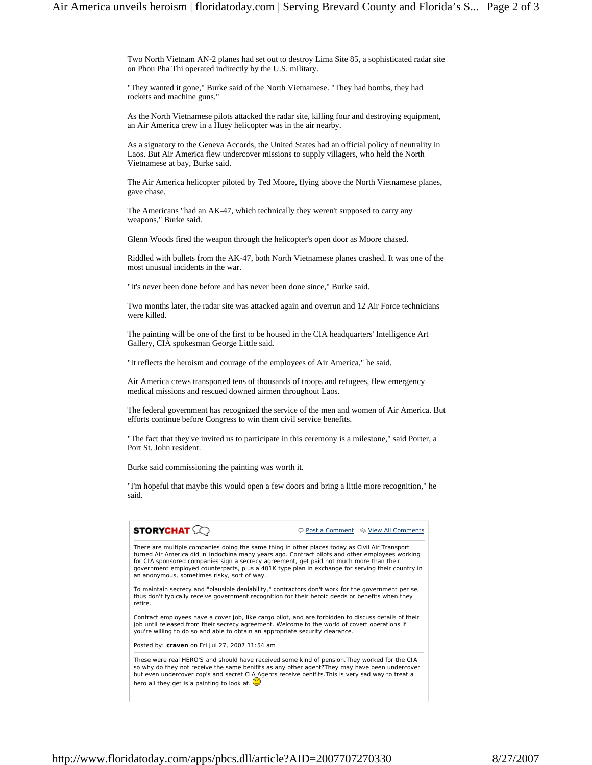Two North Vietnam AN-2 planes had set out to destroy Lima Site 85, a sophisticated radar site on Phou Pha Thi operated indirectly by the U.S. military.

"They wanted it gone," Burke said of the North Vietnamese. "They had bombs, they had rockets and machine guns."

As the North Vietnamese pilots attacked the radar site, killing four and destroying equipment, an Air America crew in a Huey helicopter was in the air nearby.

As a signatory to the Geneva Accords, the United States had an official policy of neutrality in Laos. But Air America flew undercover missions to supply villagers, who held the North Vietnamese at bay, Burke said.

The Air America helicopter piloted by Ted Moore, flying above the North Vietnamese planes, gave chase.

The Americans "had an AK-47, which technically they weren't supposed to carry any weapons," Burke said.

Glenn Woods fired the weapon through the helicopter's open door as Moore chased.

Riddled with bullets from the AK-47, both North Vietnamese planes crashed. It was one of the most unusual incidents in the war.

"It's never been done before and has never been done since," Burke said.

Two months later, the radar site was attacked again and overrun and 12 Air Force technicians were killed.

The painting will be one of the first to be housed in the CIA headquarters' Intelligence Art Gallery, CIA spokesman George Little said.

"It reflects the heroism and courage of the employees of Air America," he said.

Air America crews transported tens of thousands of troops and refugees, flew emergency medical missions and rescued downed airmen throughout Laos.

The federal government has recognized the service of the men and women of Air America. But efforts continue before Congress to win them civil service benefits.

"The fact that they've invited us to participate in this ceremony is a milestone," said Porter, a Port St. John resident.

Burke said commissioning the painting was worth it.

"I'm hopeful that maybe this would open a few doors and bring a little more recognition," he said.

**STORYCHAT**

Post a Comment | View All Comments

There are multiple companies doing the same thing in other places today as Civil Air Transport turned Air America did in Indochina many years ago. Contract pilots and other employees working for CIA sponsored companies sign a secrecy agreement, get paid not much more than their government employed counterparts, plus a 401K type plan in exchange for serving their country in an anonymous, sometimes risky, sort of way.

To maintain secrecy and "plausible deniability," contractors don't work for the government per se, thus don't typically receive government recognition for their heroic deeds or benefits when they retire.

Contract employees have a cover job, like cargo pilot, and are forbidden to discuss details of their job until released from their secrecy agreement. Welcome to the world of covert operations if you're willing to do so and able to obtain an appropriate security clearance.

Posted by: **craven** on Fri Jul 27, 2007 11:54 am

These were real HERO'S and should have received some kind of pension.They worked for the CIA so why do they not receive the same benifits as any other agent?They may have been undercover but even undercover cop's and secret CIA Agents receive benifits.This is very sad way to treat a hero all they get is a painting to look at.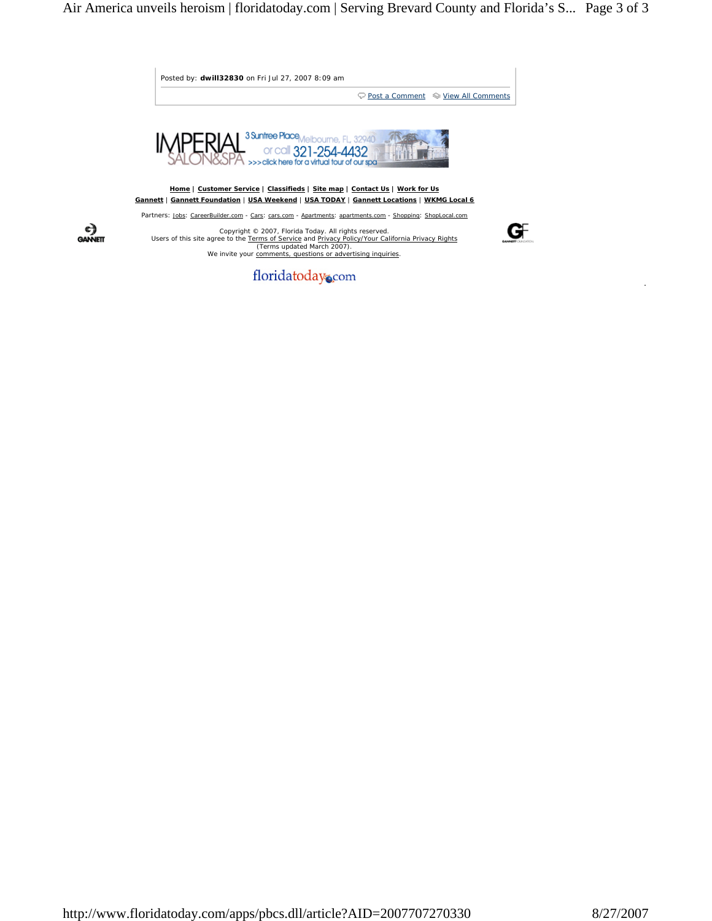Posted by: **dwill32830** on Fri Jul 27, 2007 8:09 am

Post a Comment   View All Comments

IMPERIAL SALON&SPA 3 Suntree Place Melbourne, FL 32940 or call 321-254-4432 >>>click here for a virtual tour of our spa

**Home** | **Customer Service** | **Classifieds** | **Site map** | **Contact Us** | **Work for Us**
**Gannett** | **Gannett Foundation** | **USA Weekend** | **USA TODAY** | **Gannett Locations** | **WKMG Local 6**

Partners: Jobs: CareerBuilder.com - Cars: cars.com - Apartments: apartments.com - Shopping: ShopLocal.com

Copyright © 2007, Florida Today. All rights reserved.
Users of this site agree to the Terms of Service and Privacy Policy/Your California Privacy Rights
(Terms updated March 2007).
We invite your comments, questions or advertising inquiries.

floridatoday.com